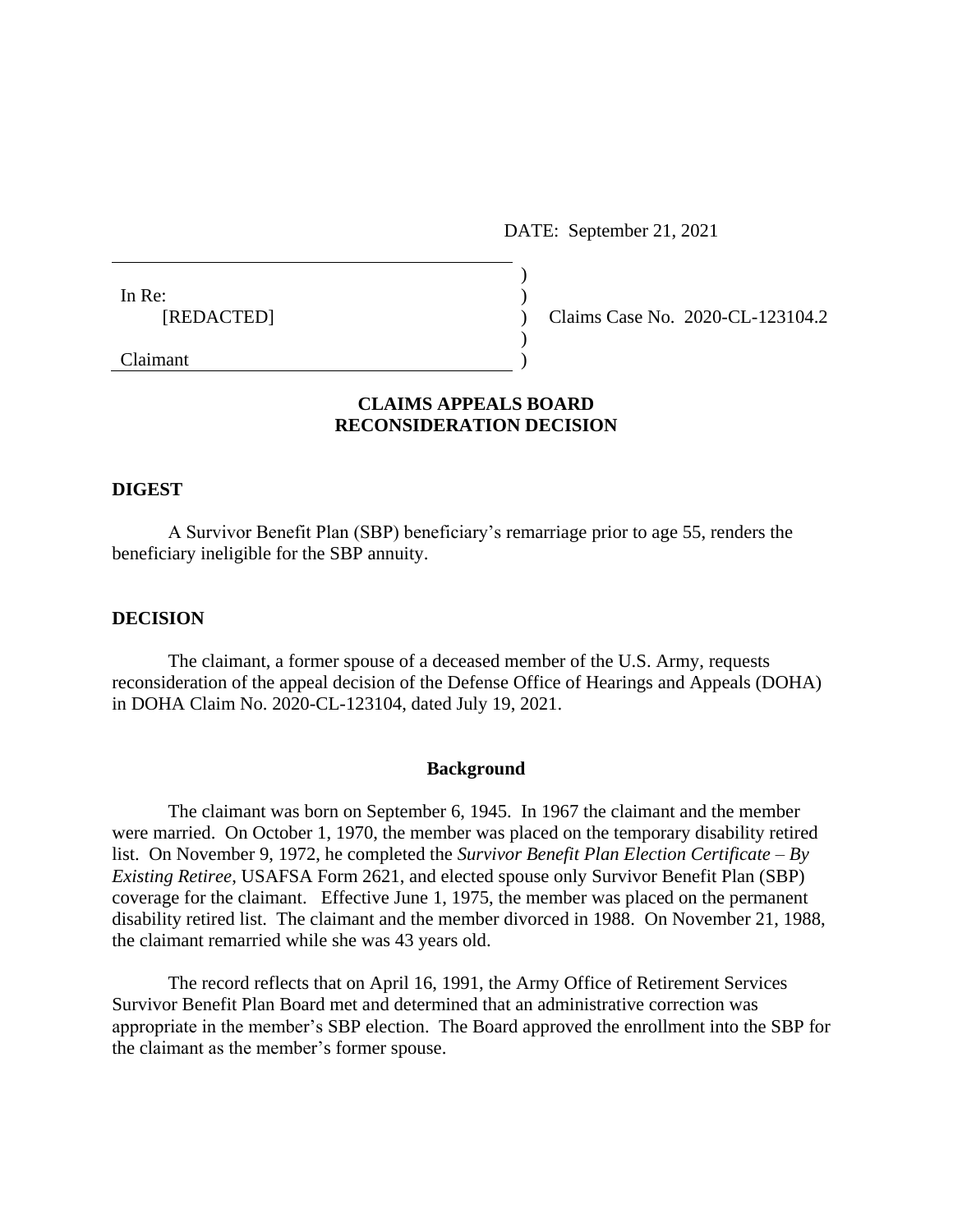DATE: September 21, 2021

In Re:
[REDACTED]

Claimant

Claims Case No. 2020-CL-123104.2

**CLAIMS APPEALS BOARD**
**RECONSIDERATION DECISION**

## DIGEST

A Survivor Benefit Plan (SBP) beneficiary's remarriage prior to age 55, renders the beneficiary ineligible for the SBP annuity.

## DECISION

The claimant, a former spouse of a deceased member of the U.S. Army, requests reconsideration of the appeal decision of the Defense Office of Hearings and Appeals (DOHA) in DOHA Claim No. 2020-CL-123104, dated July 19, 2021.

### Background

The claimant was born on September 6, 1945. In 1967 the claimant and the member were married. On October 1, 1970, the member was placed on the temporary disability retired list. On November 9, 1972, he completed the *Survivor Benefit Plan Election Certificate – By Existing Retiree*, USAFSA Form 2621, and elected spouse only Survivor Benefit Plan (SBP) coverage for the claimant. Effective June 1, 1975, the member was placed on the permanent disability retired list. The claimant and the member divorced in 1988. On November 21, 1988, the claimant remarried while she was 43 years old.

The record reflects that on April 16, 1991, the Army Office of Retirement Services Survivor Benefit Plan Board met and determined that an administrative correction was appropriate in the member's SBP election. The Board approved the enrollment into the SBP for the claimant as the member's former spouse.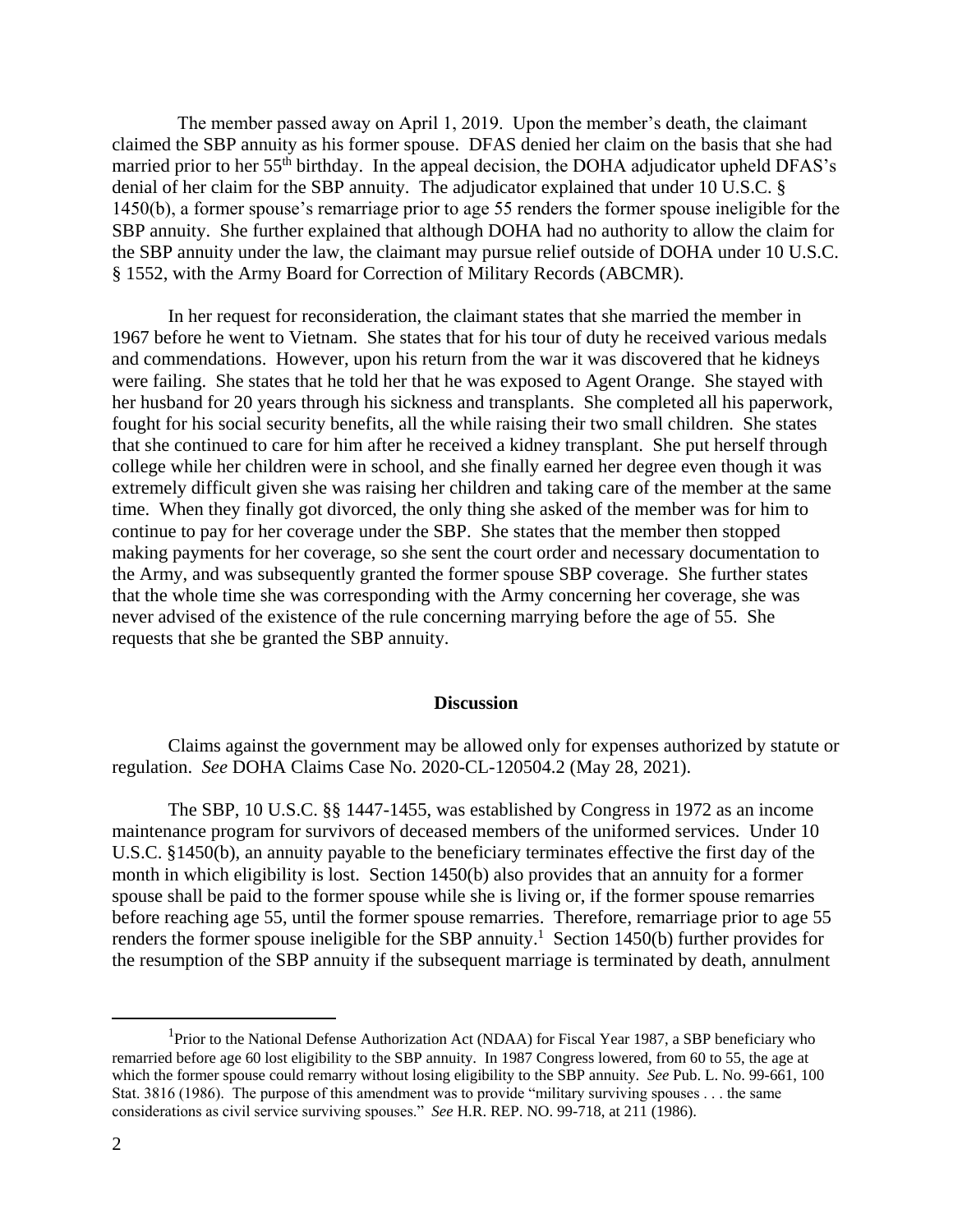The member passed away on April 1, 2019. Upon the member's death, the claimant claimed the SBP annuity as his former spouse. DFAS denied her claim on the basis that she had married prior to her 55th birthday. In the appeal decision, the DOHA adjudicator upheld DFAS's denial of her claim for the SBP annuity. The adjudicator explained that under 10 U.S.C. § 1450(b), a former spouse's remarriage prior to age 55 renders the former spouse ineligible for the SBP annuity. She further explained that although DOHA had no authority to allow the claim for the SBP annuity under the law, the claimant may pursue relief outside of DOHA under 10 U.S.C. § 1552, with the Army Board for Correction of Military Records (ABCMR).

In her request for reconsideration, the claimant states that she married the member in 1967 before he went to Vietnam. She states that for his tour of duty he received various medals and commendations. However, upon his return from the war it was discovered that he kidneys were failing. She states that he told her that he was exposed to Agent Orange. She stayed with her husband for 20 years through his sickness and transplants. She completed all his paperwork, fought for his social security benefits, all the while raising their two small children. She states that she continued to care for him after he received a kidney transplant. She put herself through college while her children were in school, and she finally earned her degree even though it was extremely difficult given she was raising her children and taking care of the member at the same time. When they finally got divorced, the only thing she asked of the member was for him to continue to pay for her coverage under the SBP. She states that the member then stopped making payments for her coverage, so she sent the court order and necessary documentation to the Army, and was subsequently granted the former spouse SBP coverage. She further states that the whole time she was corresponding with the Army concerning her coverage, she was never advised of the existence of the rule concerning marrying before the age of 55. She requests that she be granted the SBP annuity.

## Discussion

Claims against the government may be allowed only for expenses authorized by statute or regulation. *See* DOHA Claims Case No. 2020-CL-120504.2 (May 28, 2021).

The SBP, 10 U.S.C. §§ 1447-1455, was established by Congress in 1972 as an income maintenance program for survivors of deceased members of the uniformed services. Under 10 U.S.C. §1450(b), an annuity payable to the beneficiary terminates effective the first day of the month in which eligibility is lost. Section 1450(b) also provides that an annuity for a former spouse shall be paid to the former spouse while she is living or, if the former spouse remarries before reaching age 55, until the former spouse remarries. Therefore, remarriage prior to age 55 renders the former spouse ineligible for the SBP annuity.[1] Section 1450(b) further provides for the resumption of the SBP annuity if the subsequent marriage is terminated by death, annulment

---

[1] Prior to the National Defense Authorization Act (NDAA) for Fiscal Year 1987, a SBP beneficiary who remarried before age 60 lost eligibility to the SBP annuity. In 1987 Congress lowered, from 60 to 55, the age at which the former spouse could remarry without losing eligibility to the SBP annuity. *See* Pub. L. No. 99-661, 100 Stat. 3816 (1986). The purpose of this amendment was to provide "military surviving spouses . . . the same considerations as civil service surviving spouses." *See* H.R. REP. NO. 99-718, at 211 (1986).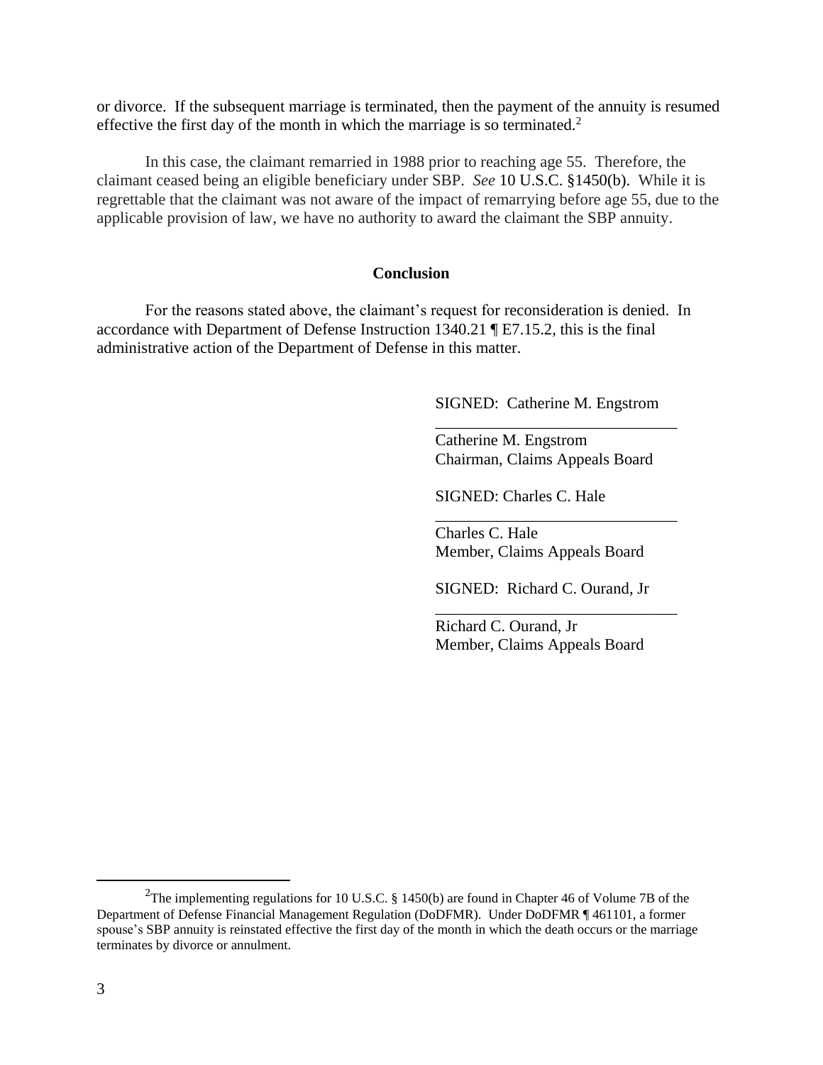or divorce. If the subsequent marriage is terminated, then the payment of the annuity is resumed effective the first day of the month in which the marriage is so terminated.[2]

In this case, the claimant remarried in 1988 prior to reaching age 55. Therefore, the claimant ceased being an eligible beneficiary under SBP. *See* 10 U.S.C. §1450(b). While it is regrettable that the claimant was not aware of the impact of remarrying before age 55, due to the applicable provision of law, we have no authority to award the claimant the SBP annuity.

**Conclusion**

For the reasons stated above, the claimant's request for reconsideration is denied. In accordance with Department of Defense Instruction 1340.21 ¶ E7.15.2, this is the final administrative action of the Department of Defense in this matter.

SIGNED: Catherine M. Engstrom
_______________________________
Catherine M. Engstrom
Chairman, Claims Appeals Board

SIGNED: Charles C. Hale
_______________________________
Charles C. Hale
Member, Claims Appeals Board

SIGNED: Richard C. Ourand, Jr
_______________________________
Richard C. Ourand, Jr
Member, Claims Appeals Board

[2] The implementing regulations for 10 U.S.C. § 1450(b) are found in Chapter 46 of Volume 7B of the Department of Defense Financial Management Regulation (DoDFMR). Under DoDFMR ¶ 461101, a former spouse's SBP annuity is reinstated effective the first day of the month in which the death occurs or the marriage terminates by divorce or annulment.